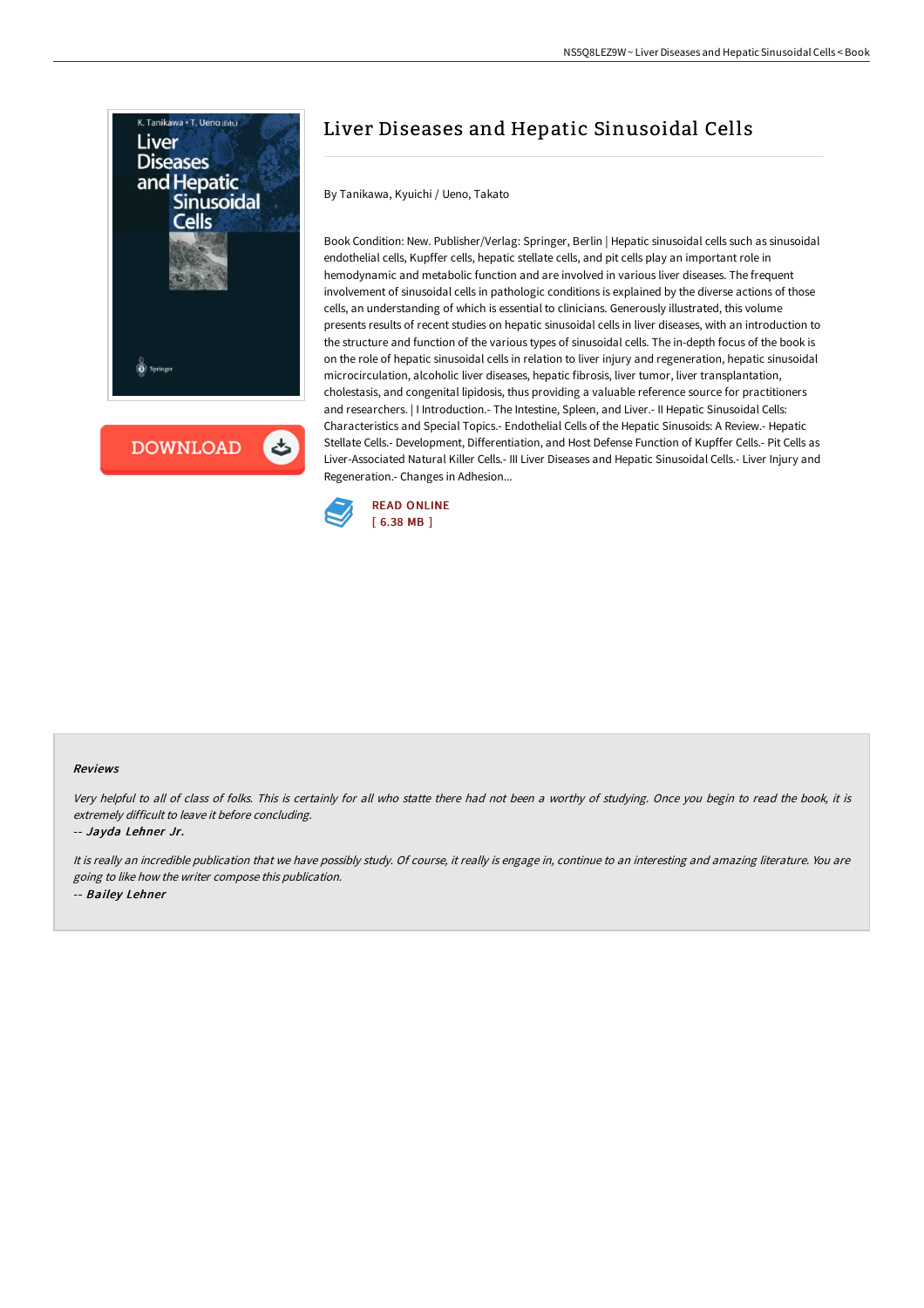# Liver Diseases and Hepatic Sinusoidal Cells

By Tanikawa, Kyuichi / Ueno, Takato

Book Condition: New. Publisher/Verlag: Springer, Berlin | Hepatic sinusoidal cells such as sinusoidal endothelial cells, Kupffer cells, hepatic stellate cells, and pit cells play an important role in hemodynamic and metabolic function and are involved in various liver diseases. The frequent involvement of sinusoidal cells in pathologic conditions is explained by the diverse actions of those cells, an understanding of which is essential to clinicians. Generously illustrated, this volume presents results of recent studies on hepatic sinusoidal cells in liver diseases, with an introduction to the structure and function of the various types of sinusoidal cells. The in-depth focus of the book is on the role of hepatic sinusoidal cells in relation to liver injury and regeneration, hepatic sinusoidal microcirculation, alcoholic liver diseases, hepatic fibrosis, liver tumor, liver transplantation, cholestasis, and congenital lipidosis, thus providing a valuable reference source for practitioners and researchers. | I Introduction.- The Intestine, Spleen, and Liver.- II Hepatic Sinusoidal Cells: Characteristics and Special Topics.- Endothelial Cells of the Hepatic Sinusoids: A Review.- Hepatic Stellate Cells.- Development, Differentiation, and Host Defense Function of Kupffer Cells.- Pit Cells as Liver-Associated Natural Killer Cells.- III Liver Diseases and Hepatic Sinusoidal Cells.- Liver Injury and Regeneration.- Changes in Adhesion...

READ ONLINE
[ 6.38 MB ]

### Reviews

*Very helpful to all of class of folks. This is certainly for all who statte there had not been a worthy of studying. Once you begin to read the book, it is extremely difficult to leave it before concluding.*

-- *Jayda Lehner Jr.*

*It is really an incredible publication that we have possibly study. Of course, it really is engage in, continue to an interesting and amazing literature. You are going to like how the writer compose this publication.*

-- *Bailey Lehner*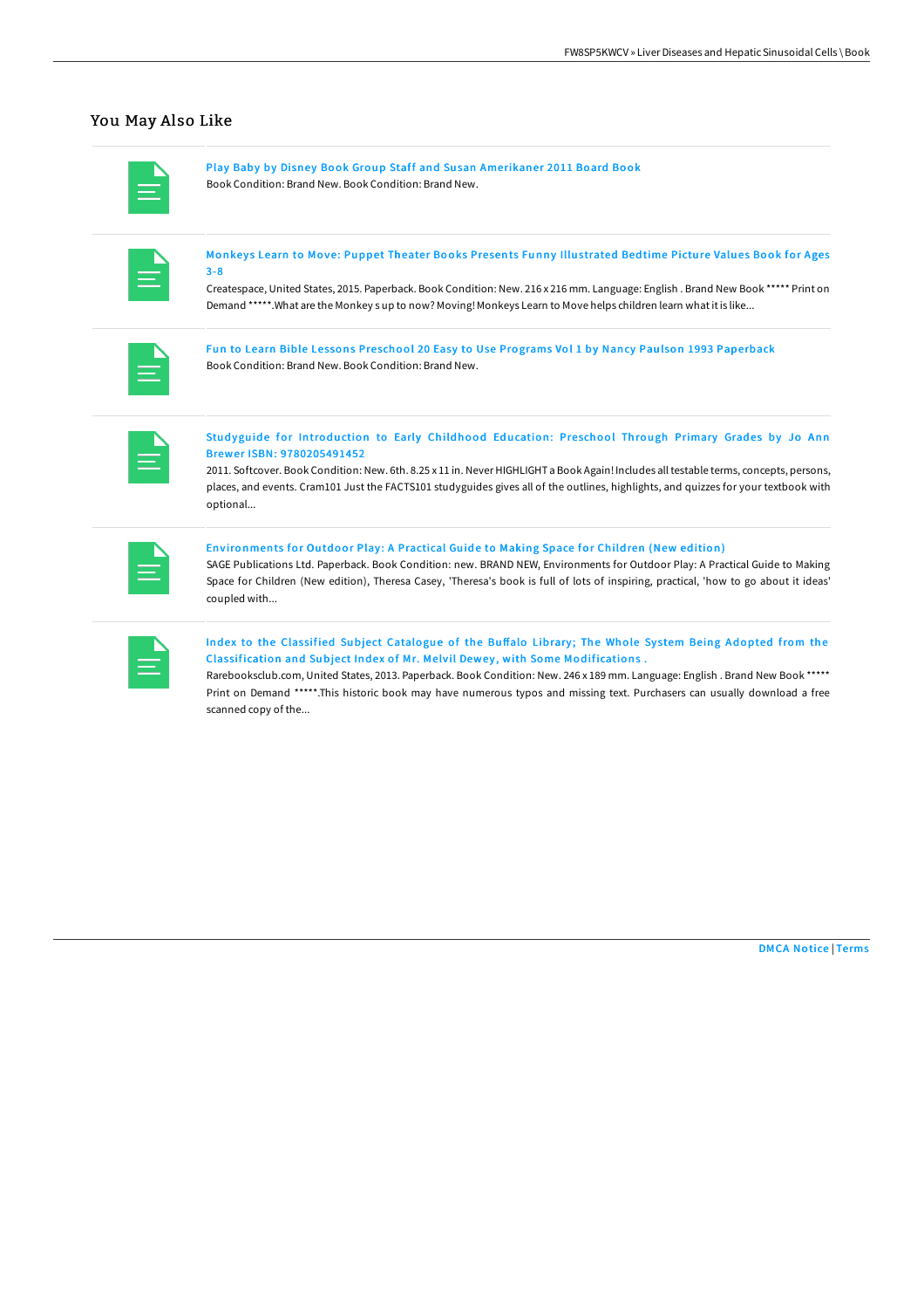## You May Also Like

**Play Baby by Disney Book Group Staff and Susan Amerikaner 2011 Board Book**
Book Condition: Brand New. Book Condition: Brand New.

**Monkeys Learn to Move: Puppet Theater Books Presents Funny Illustrated Bedtime Picture Values Book for Ages 3-8**
Createspace, United States, 2015. Paperback. Book Condition: New. 216 x 216 mm. Language: English . Brand New Book ***** Print on Demand *****.What are the Monkey s up to now? Moving! Monkeys Learn to Move helps children learn what it is like...

**Fun to Learn Bible Lessons Preschool 20 Easy to Use Programs Vol 1 by Nancy Paulson 1993 Paperback**
Book Condition: Brand New. Book Condition: Brand New.

**Studyguide for Introduction to Early Childhood Education: Preschool Through Primary Grades by Jo Ann Brewer ISBN: 9780205491452**
2011. Softcover. Book Condition: New. 6th. 8.25 x 11 in. Never HIGHLIGHT a Book Again! Includes all testable terms, concepts, persons, places, and events. Cram101 Just the FACTS101 studyguides gives all of the outlines, highlights, and quizzes for your textbook with optional...

**Environments for Outdoor Play: A Practical Guide to Making Space for Children (New edition)**
SAGE Publications Ltd. Paperback. Book Condition: new. BRAND NEW, Environments for Outdoor Play: A Practical Guide to Making Space for Children (New edition), Theresa Casey, 'Theresa's book is full of lots of inspiring, practical, 'how to go about it ideas' coupled with...

**Index to the Classified Subject Catalogue of the Buffalo Library; The Whole System Being Adopted from the Classification and Subject Index of Mr. Melvil Dewey, with Some Modifications .**
Rarebooksclub.com, United States, 2013. Paperback. Book Condition: New. 246 x 189 mm. Language: English . Brand New Book ***** Print on Demand *****.This historic book may have numerous typos and missing text. Purchasers can usually download a free scanned copy of the...

DMCA Notice | Terms